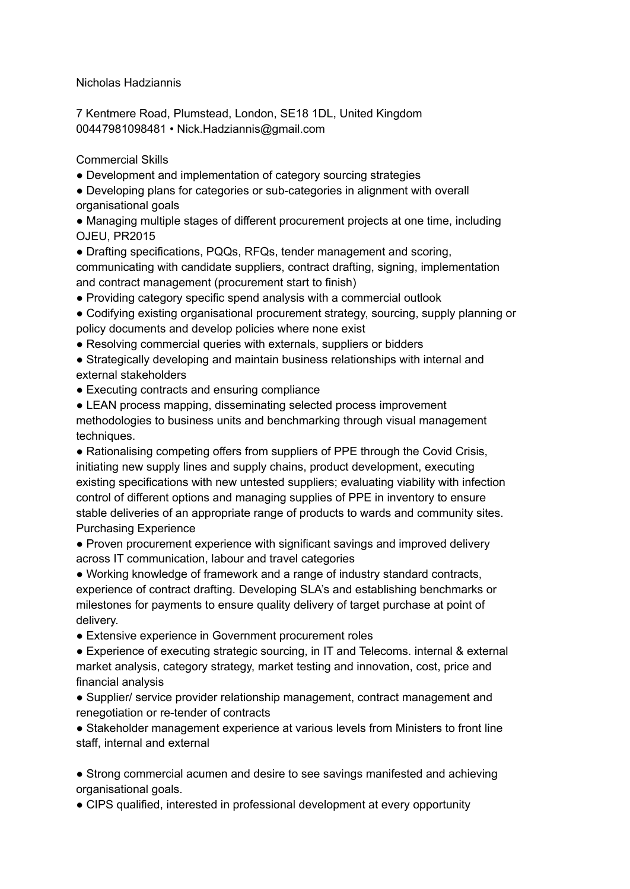Nicholas Hadziannis

7 Kentmere Road, Plumstead, London, SE18 1DL, United Kingdom
00447981098481 • Nick.Hadziannis@gmail.com

## Commercial Skills

- Development and implementation of category sourcing strategies
- Developing plans for categories or sub-categories in alignment with overall organisational goals
- Managing multiple stages of different procurement projects at one time, including OJEU, PR2015
- Drafting specifications, PQQs, RFQs, tender management and scoring, communicating with candidate suppliers, contract drafting, signing, implementation and contract management (procurement start to finish)
- Providing category specific spend analysis with a commercial outlook
- Codifying existing organisational procurement strategy, sourcing, supply planning or policy documents and develop policies where none exist
- Resolving commercial queries with externals, suppliers or bidders
- Strategically developing and maintain business relationships with internal and external stakeholders
- Executing contracts and ensuring compliance
- LEAN process mapping, disseminating selected process improvement methodologies to business units and benchmarking through visual management techniques.
- Rationalising competing offers from suppliers of PPE through the Covid Crisis, initiating new supply lines and supply chains, product development, executing existing specifications with new untested suppliers; evaluating viability with infection control of different options and managing supplies of PPE in inventory to ensure stable deliveries of an appropriate range of products to wards and community sites.

## Purchasing Experience

- Proven procurement experience with significant savings and improved delivery across IT communication, labour and travel categories
- Working knowledge of framework and a range of industry standard contracts, experience of contract drafting. Developing SLA's and establishing benchmarks or milestones for payments to ensure quality delivery of target purchase at point of delivery.
- Extensive experience in Government procurement roles
- Experience of executing strategic sourcing, in IT and Telecoms. internal & external market analysis, category strategy, market testing and innovation, cost, price and financial analysis
- Supplier/ service provider relationship management, contract management and renegotiation or re-tender of contracts
- Stakeholder management experience at various levels from Ministers to front line staff, internal and external

- Strong commercial acumen and desire to see savings manifested and achieving organisational goals.
- CIPS qualified, interested in professional development at every opportunity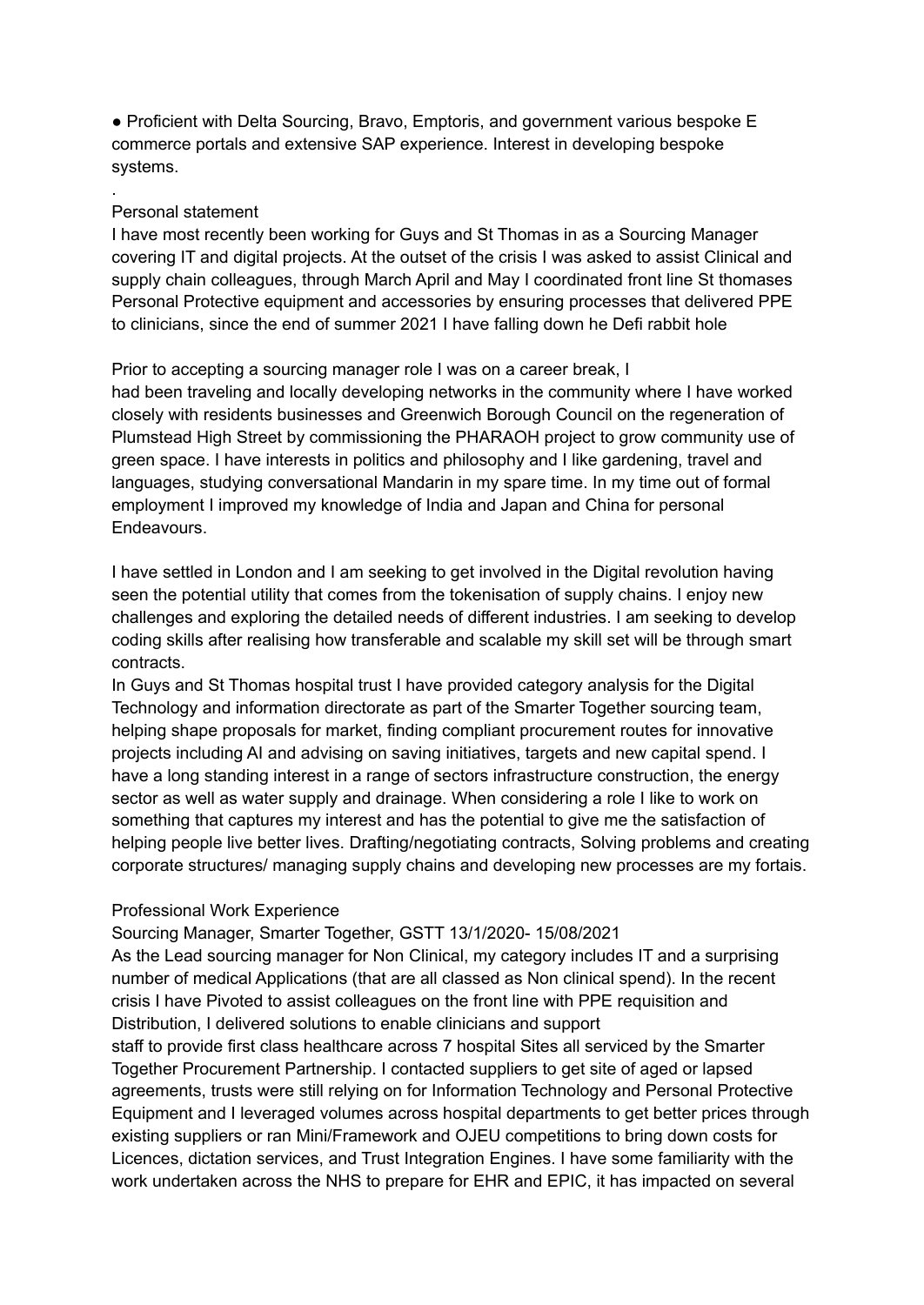- Proficient with Delta Sourcing, Bravo, Emptoris, and government various bespoke E commerce portals and extensive SAP experience. Interest in developing bespoke systems.

.

Personal statement

I have most recently been working for Guys and St Thomas in as a Sourcing Manager covering IT and digital projects. At the outset of the crisis I was asked to assist Clinical and supply chain colleagues, through March April and May I coordinated front line St thomases Personal Protective equipment and accessories by ensuring processes that delivered PPE to clinicians, since the end of summer 2021 I have falling down he Defi rabbit hole

Prior to accepting a sourcing manager role I was on a career break, I had been traveling and locally developing networks in the community where I have worked closely with residents businesses and Greenwich Borough Council on the regeneration of Plumstead High Street by commissioning the PHARAOH project to grow community use of green space. I have interests in politics and philosophy and I like gardening, travel and languages, studying conversational Mandarin in my spare time. In my time out of formal employment I improved my knowledge of India and Japan and China for personal Endeavours.

I have settled in London and I am seeking to get involved in the Digital revolution having seen the potential utility that comes from the tokenisation of supply chains. I enjoy new challenges and exploring the detailed needs of different industries. I am seeking to develop coding skills after realising how transferable and scalable my skill set will be through smart contracts.

In Guys and St Thomas hospital trust I have provided category analysis for the Digital Technology and information directorate as part of the Smarter Together sourcing team, helping shape proposals for market, finding compliant procurement routes for innovative projects including AI and advising on saving initiatives, targets and new capital spend. I have a long standing interest in a range of sectors infrastructure construction, the energy sector as well as water supply and drainage. When considering a role I like to work on something that captures my interest and has the potential to give me the satisfaction of helping people live better lives. Drafting/negotiating contracts, Solving problems and creating corporate structures/ managing supply chains and developing new processes are my fortais.

Professional Work Experience

Sourcing Manager, Smarter Together, GSTT 13/1/2020- 15/08/2021

As the Lead sourcing manager for Non Clinical, my category includes IT and a surprising number of medical Applications (that are all classed as Non clinical spend). In the recent crisis I have Pivoted to assist colleagues on the front line with PPE requisition and Distribution, I delivered solutions to enable clinicians and support staff to provide first class healthcare across 7 hospital Sites all serviced by the Smarter Together Procurement Partnership. I contacted suppliers to get site of aged or lapsed agreements, trusts were still relying on for Information Technology and Personal Protective Equipment and I leveraged volumes across hospital departments to get better prices through existing suppliers or ran Mini/Framework and OJEU competitions to bring down costs for Licences, dictation services, and Trust Integration Engines. I have some familiarity with the work undertaken across the NHS to prepare for EHR and EPIC, it has impacted on several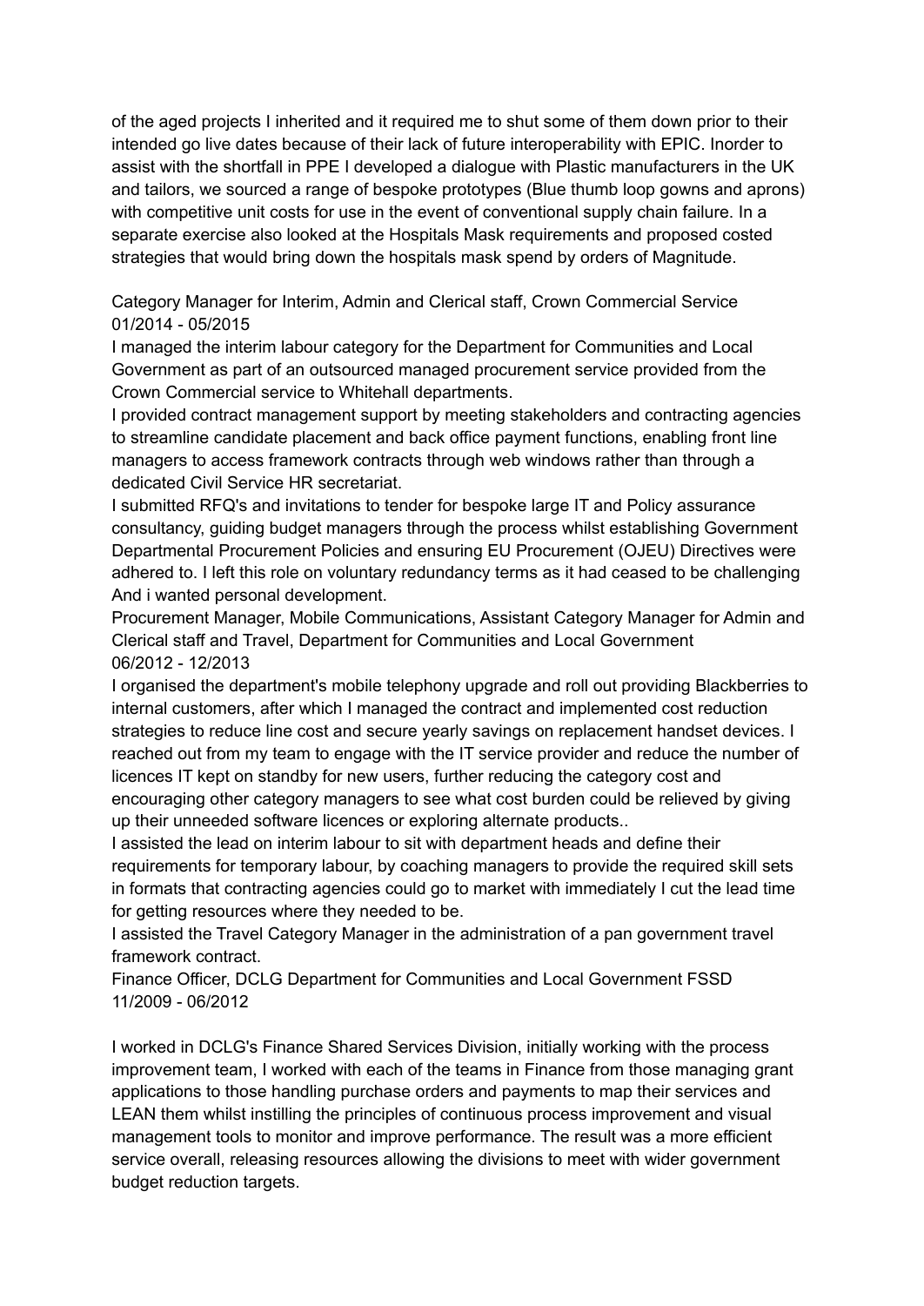of the aged projects I inherited and it required me to shut some of them down prior to their intended go live dates because of their lack of future interoperability with EPIC. Inorder to assist with the shortfall in PPE I developed a dialogue with Plastic manufacturers in the UK and tailors, we sourced a range of bespoke prototypes (Blue thumb loop gowns and aprons) with competitive unit costs for use in the event of conventional supply chain failure. In a separate exercise also looked at the Hospitals Mask requirements and proposed costed strategies that would bring down the hospitals mask spend by orders of Magnitude.

Category Manager for Interim, Admin and Clerical staff, Crown Commercial Service
01/2014 - 05/2015

I managed the interim labour category for the Department for Communities and Local Government as part of an outsourced managed procurement service provided from the Crown Commercial service to Whitehall departments.

I provided contract management support by meeting stakeholders and contracting agencies to streamline candidate placement and back office payment functions, enabling front line managers to access framework contracts through web windows rather than through a dedicated Civil Service HR secretariat.

I submitted RFQ's and invitations to tender for bespoke large IT and Policy assurance consultancy, guiding budget managers through the process whilst establishing Government Departmental Procurement Policies and ensuring EU Procurement (OJEU) Directives were adhered to. I left this role on voluntary redundancy terms as it had ceased to be challenging And i wanted personal development.

Procurement Manager, Mobile Communications, Assistant Category Manager for Admin and Clerical staff and Travel, Department for Communities and Local Government
06/2012 - 12/2013

I organised the department's mobile telephony upgrade and roll out providing Blackberries to internal customers, after which I managed the contract and implemented cost reduction strategies to reduce line cost and secure yearly savings on replacement handset devices. I reached out from my team to engage with the IT service provider and reduce the number of licences IT kept on standby for new users, further reducing the category cost and encouraging other category managers to see what cost burden could be relieved by giving up their unneeded software licences or exploring alternate products..

I assisted the lead on interim labour to sit with department heads and define their requirements for temporary labour, by coaching managers to provide the required skill sets in formats that contracting agencies could go to market with immediately I cut the lead time for getting resources where they needed to be.

I assisted the Travel Category Manager in the administration of a pan government travel framework contract.

Finance Officer, DCLG Department for Communities and Local Government FSSD
11/2009 - 06/2012

I worked in DCLG's Finance Shared Services Division, initially working with the process improvement team, I worked with each of the teams in Finance from those managing grant applications to those handling purchase orders and payments to map their services and LEAN them whilst instilling the principles of continuous process improvement and visual management tools to monitor and improve performance. The result was a more efficient service overall, releasing resources allowing the divisions to meet with wider government budget reduction targets.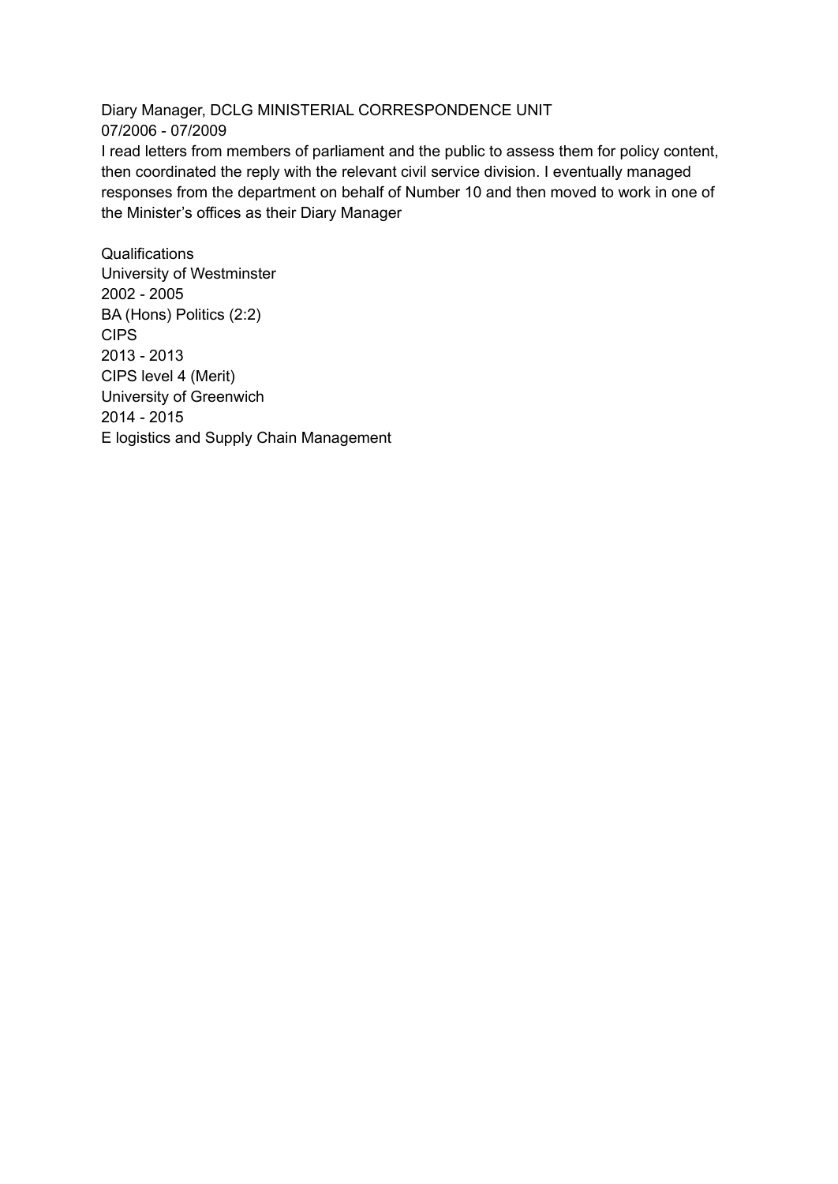Diary Manager, DCLG MINISTERIAL CORRESPONDENCE UNIT
07/2006 - 07/2009
I read letters from members of parliament and the public to assess them for policy content, then coordinated the reply with the relevant civil service division. I eventually managed responses from the department on behalf of Number 10 and then moved to work in one of the Minister's offices as their Diary Manager

Qualifications
University of Westminster
2002 - 2005
BA (Hons) Politics (2:2)
CIPS
2013 - 2013
CIPS level 4 (Merit)
University of Greenwich
2014 - 2015
E logistics and Supply Chain Management